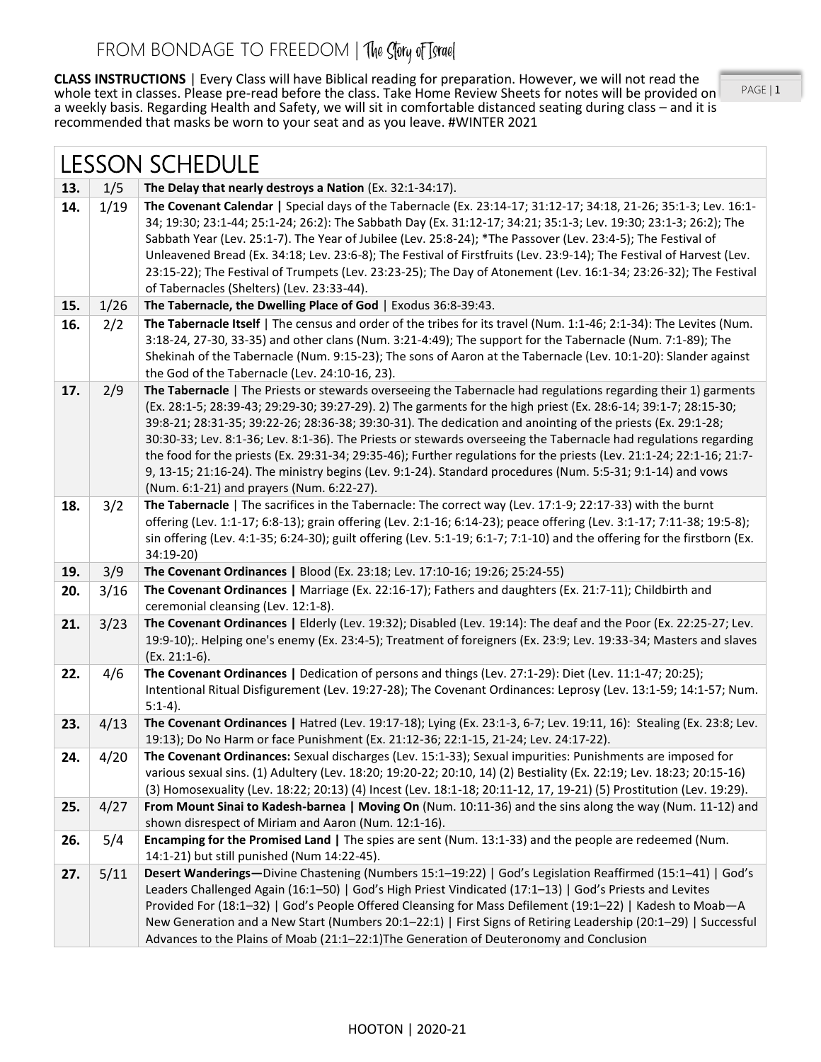# FROM BONDAGE TO FREEDOM | The Story of Israel

**CLASS INSTRUCTIONS** | Every Class will have Biblical reading for preparation. However, we will not read the whole text in classes. Please pre-read before the class. Take Home Review Sheets for notes will be provided on a weekly basis. Regarding Health and Safety, we will sit in comfortable distanced seating during class – and it is recommended that masks be worn to your seat and as you leave. #WINTER 2021

## LESSON SCHEDULE

| | | |
|---|---|---|
| **13.** | 1/5 | **The Delay that nearly destroys a Nation** (Ex. 32:1-34:17). |
| **14.** | 1/19 | **The Covenant Calendar \|** Special days of the Tabernacle (Ex. 23:14-17; 31:12-17; 34:18, 21-26; 35:1-3; Lev. 16:1-34; 19:30; 23:1-44; 25:1-24; 26:2): The Sabbath Day (Ex. 31:12-17; 34:21; 35:1-3; Lev. 19:30; 23:1-3; 26:2); The Sabbath Year (Lev. 25:1-7). The Year of Jubilee (Lev. 25:8-24); *The Passover (Lev. 23:4-5); The Festival of Unleavened Bread (Ex. 34:18; Lev. 23:6-8); The Festival of Firstfruits (Lev. 23:9-14); The Festival of Harvest (Lev. 23:15-22); The Festival of Trumpets (Lev. 23:23-25); The Day of Atonement (Lev. 16:1-34; 23:26-32); The Festival of Tabernacles (Shelters) (Lev. 23:33-44). |
| **15.** | 1/26 | **The Tabernacle, the Dwelling Place of God** \| Exodus 36:8-39:43. |
| **16.** | 2/2 | **The Tabernacle Itself** \| The census and order of the tribes for its travel (Num. 1:1-46; 2:1-34): The Levites (Num. 3:18-24, 27-30, 33-35) and other clans (Num. 3:21-4:49); The support for the Tabernacle (Num. 7:1-89); The Shekinah of the Tabernacle (Num. 9:15-23); The sons of Aaron at the Tabernacle (Lev. 10:1-20): Slander against the God of the Tabernacle (Lev. 24:10-16, 23). |
| **17.** | 2/9 | **The Tabernacle** \| The Priests or stewards overseeing the Tabernacle had regulations regarding their 1) garments (Ex. 28:1-5; 28:39-43; 29:29-30; 39:27-29). 2) The garments for the high priest (Ex. 28:6-14; 39:1-7; 28:15-30; 39:8-21; 28:31-35; 39:22-26; 28:36-38; 39:30-31). The dedication and anointing of the priests (Ex. 29:1-28; 30:30-33; Lev. 8:1-36; Lev. 8:1-36). The Priests or stewards overseeing the Tabernacle had regulations regarding the food for the priests (Ex. 29:31-34; 29:35-46); Further regulations for the priests (Lev. 21:1-24; 22:1-16; 21:7-9, 13-15; 21:16-24). The ministry begins (Lev. 9:1-24). Standard procedures (Num. 5:5-31; 9:1-14) and vows (Num. 6:1-21) and prayers (Num. 6:22-27). |
| **18.** | 3/2 | **The Tabernacle** \| The sacrifices in the Tabernacle: The correct way (Lev. 17:1-9; 22:17-33) with the burnt offering (Lev. 1:1-17; 6:8-13); grain offering (Lev. 2:1-16; 6:14-23); peace offering (Lev. 3:1-17; 7:11-38; 19:5-8); sin offering (Lev. 4:1-35; 6:24-30); guilt offering (Lev. 5:1-19; 6:1-7; 7:1-10) and the offering for the firstborn (Ex. 34:19-20) |
| **19.** | 3/9 | **The Covenant Ordinances \|** Blood (Ex. 23:18; Lev. 17:10-16; 19:26; 25:24-55) |
| **20.** | 3/16 | **The Covenant Ordinances \|** Marriage (Ex. 22:16-17); Fathers and daughters (Ex. 21:7-11); Childbirth and ceremonial cleansing (Lev. 12:1-8). |
| **21.** | 3/23 | **The Covenant Ordinances \|** Elderly (Lev. 19:32); Disabled (Lev. 19:14): The deaf and the Poor (Ex. 22:25-27; Lev. 19:9-10);. Helping one's enemy (Ex. 23:4-5); Treatment of foreigners (Ex. 23:9; Lev. 19:33-34; Masters and slaves (Ex. 21:1-6). |
| **22.** | 4/6 | **The Covenant Ordinances \|** Dedication of persons and things (Lev. 27:1-29): Diet (Lev. 11:1-47; 20:25); Intentional Ritual Disfigurement (Lev. 19:27-28); The Covenant Ordinances: Leprosy (Lev. 13:1-59; 14:1-57; Num. 5:1-4). |
| **23.** | 4/13 | **The Covenant Ordinances \|** Hatred (Lev. 19:17-18); Lying (Ex. 23:1-3, 6-7; Lev. 19:11, 16): Stealing (Ex. 23:8; Lev. 19:13); Do No Harm or face Punishment (Ex. 21:12-36; 22:1-15, 21-24; Lev. 24:17-22). |
| **24.** | 4/20 | **The Covenant Ordinances:** Sexual discharges (Lev. 15:1-33); Sexual impurities: Punishments are imposed for various sexual sins. (1) Adultery (Lev. 18:20; 19:20-22; 20:10, 14) (2) Bestiality (Ex. 22:19; Lev. 18:23; 20:15-16) (3) Homosexuality (Lev. 18:22; 20:13) (4) Incest (Lev. 18:1-18; 20:11-12, 17, 19-21) (5) Prostitution (Lev. 19:29). |
| **25.** | 4/27 | **From Mount Sinai to Kadesh-barnea \| Moving On** (Num. 10:11-36) and the sins along the way (Num. 11-12) and shown disrespect of Miriam and Aaron (Num. 12:1-16). |
| **26.** | 5/4 | **Encamping for the Promised Land \|** The spies are sent (Num. 13:1-33) and the people are redeemed (Num. 14:1-21) but still punished (Num 14:22-45). |
| **27.** | 5/11 | **Desert Wanderings—**Divine Chastening (Numbers 15:1–19:22) \| God's Legislation Reaffirmed (15:1–41) \| God's Leaders Challenged Again (16:1–50) \| God's High Priest Vindicated (17:1–13) \| God's Priests and Levites Provided For (18:1–32) \| God's People Offered Cleansing for Mass Defilement (19:1–22) \| Kadesh to Moab—A New Generation and a New Start (Numbers 20:1–22:1) \| First Signs of Retiring Leadership (20:1–29) \| Successful Advances to the Plains of Moab (21:1–22:1)The Generation of Deuteronomy and Conclusion |

HOOTON | 2020-21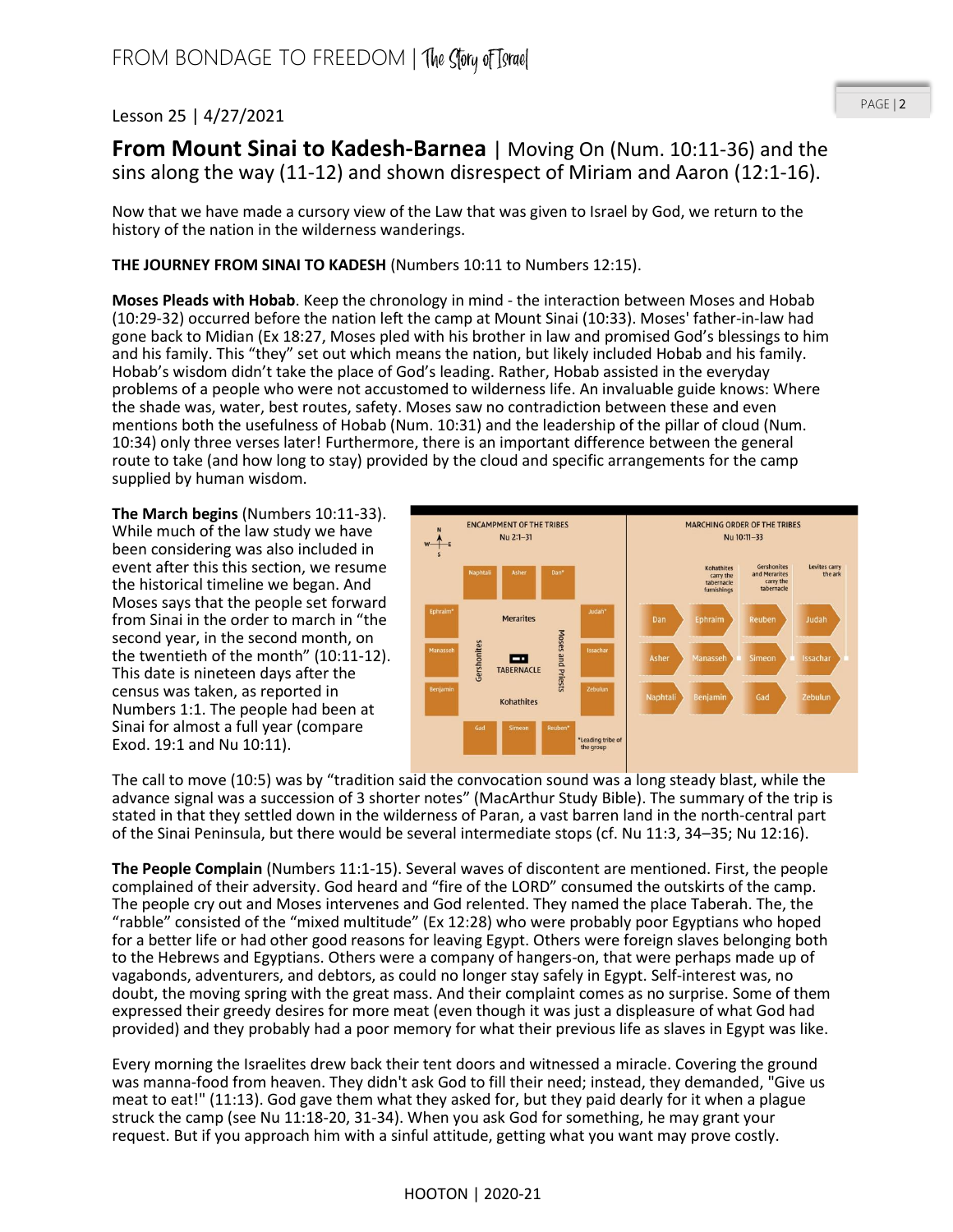Lesson 25 | 4/27/2021

## **From Mount Sinai to Kadesh-Barnea** | Moving On (Num. 10:11-36) and the sins along the way (11-12) and shown disrespect of Miriam and Aaron (12:1-16).

Now that we have made a cursory view of the Law that was given to Israel by God, we return to the history of the nation in the wilderness wanderings.

**THE JOURNEY FROM SINAI TO KADESH** (Numbers 10:11 to Numbers 12:15).

**Moses Pleads with Hobab**. Keep the chronology in mind - the interaction between Moses and Hobab (10:29-32) occurred before the nation left the camp at Mount Sinai (10:33). Moses' father-in-law had gone back to Midian (Ex 18:27, Moses pled with his brother in law and promised God's blessings to him and his family. This "they" set out which means the nation, but likely included Hobab and his family. Hobab's wisdom didn't take the place of God's leading. Rather, Hobab assisted in the everyday problems of a people who were not accustomed to wilderness life. An invaluable guide knows: Where the shade was, water, best routes, safety. Moses saw no contradiction between these and even mentions both the usefulness of Hobab (Num. 10:31) and the leadership of the pillar of cloud (Num. 10:34) only three verses later! Furthermore, there is an important difference between the general route to take (and how long to stay) provided by the cloud and specific arrangements for the camp supplied by human wisdom.

**The March begins** (Numbers 10:11-33). While much of the law study we have been considering was also included in event after this this section, we resume the historical timeline we began. And Moses says that the people set forward from Sinai in the order to march in "the second year, in the second month, on the twentieth of the month" (10:11-12). This date is nineteen days after the census was taken, as reported in Numbers 1:1. The people had been at Sinai for almost a full year (compare Exod. 19:1 and Nu 10:11).

ENCAMPMENT OF THE TRIBES Nu 2:1–31

| | Naphtali | Asher | Dan* | |
|---|---|---|---|---|
| Ephraim* | | Merarites | | Judah* |
| Manasseh | Gershonites | TABERNACLE | Moses and Priests | Issachar |
| Benjamin | | Kohathites | | Zebulun |
| | Gad | Simeon | Reuben* | |

*Leading tribe of the group

MARCHING ORDER OF THE TRIBES Nu 10:11–33

| | Kohathites carry the tabernacle furnishings | Gershonites and Merarites carry the tabernacle | Levites carry the ark |
|---|---|---|---|
| Dan | Ephraim | Reuben | Judah |
| Asher | Manasseh | Simeon | Issachar |
| Naphtali | Benjamin | Gad | Zebulun |

The call to move (10:5) was by "tradition said the convocation sound was a long steady blast, while the advance signal was a succession of 3 shorter notes" (MacArthur Study Bible). The summary of the trip is stated in that they settled down in the wilderness of Paran, a vast barren land in the north-central part of the Sinai Peninsula, but there would be several intermediate stops (cf. Nu 11:3, 34–35; Nu 12:16).

**The People Complain** (Numbers 11:1-15). Several waves of discontent are mentioned. First, the people complained of their adversity. God heard and "fire of the LORD" consumed the outskirts of the camp. The people cry out and Moses intervenes and God relented. They named the place Taberah. The, the "rabble" consisted of the "mixed multitude" (Ex 12:28) who were probably poor Egyptians who hoped for a better life or had other good reasons for leaving Egypt. Others were foreign slaves belonging both to the Hebrews and Egyptians. Others were a company of hangers-on, that were perhaps made up of vagabonds, adventurers, and debtors, as could no longer stay safely in Egypt. Self-interest was, no doubt, the moving spring with the great mass. And their complaint comes as no surprise. Some of them expressed their greedy desires for more meat (even though it was just a displeasure of what God had provided) and they probably had a poor memory for what their previous life as slaves in Egypt was like.

Every morning the Israelites drew back their tent doors and witnessed a miracle. Covering the ground was manna-food from heaven. They didn't ask God to fill their need; instead, they demanded, "Give us meat to eat!" (11:13). God gave them what they asked for, but they paid dearly for it when a plague struck the camp (see Nu 11:18-20, 31-34). When you ask God for something, he may grant your request. But if you approach him with a sinful attitude, getting what you want may prove costly.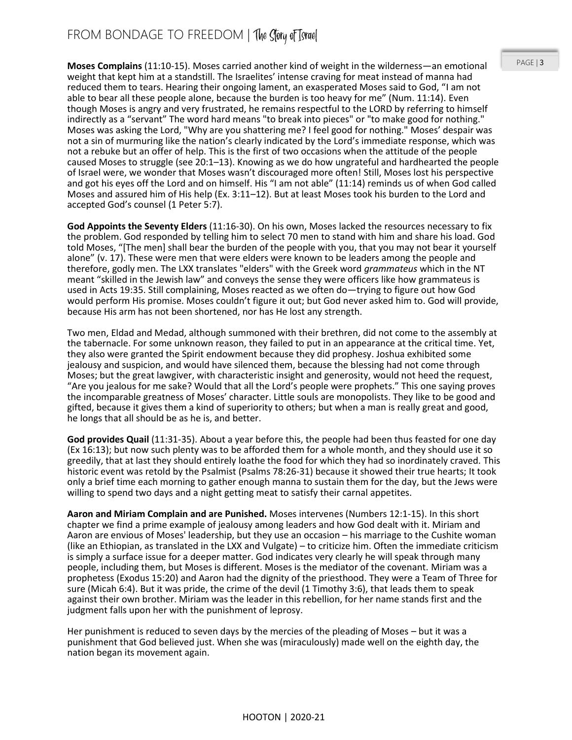**Moses Complains** (11:10-15). Moses carried another kind of weight in the wilderness—an emotional weight that kept him at a standstill. The Israelites' intense craving for meat instead of manna had reduced them to tears. Hearing their ongoing lament, an exasperated Moses said to God, "I am not able to bear all these people alone, because the burden is too heavy for me" (Num. 11:14). Even though Moses is angry and very frustrated, he remains respectful to the LORD by referring to himself indirectly as a "servant" The word hard means "to break into pieces" or "to make good for nothing." Moses was asking the Lord, "Why are you shattering me? I feel good for nothing." Moses' despair was not a sin of murmuring like the nation's clearly indicated by the Lord's immediate response, which was not a rebuke but an offer of help. This is the first of two occasions when the attitude of the people caused Moses to struggle (see 20:1–13). Knowing as we do how ungrateful and hardhearted the people of Israel were, we wonder that Moses wasn't discouraged more often! Still, Moses lost his perspective and got his eyes off the Lord and on himself. His "I am not able" (11:14) reminds us of when God called Moses and assured him of His help (Ex. 3:11–12). But at least Moses took his burden to the Lord and accepted God's counsel (1 Peter 5:7).

**God Appoints the Seventy Elders** (11:16-30). On his own, Moses lacked the resources necessary to fix the problem. God responded by telling him to select 70 men to stand with him and share his load. God told Moses, "[The men] shall bear the burden of the people with you, that you may not bear it yourself alone" (v. 17). These were men that were elders were known to be leaders among the people and therefore, godly men. The LXX translates "elders" with the Greek word *grammateus* which in the NT meant "skilled in the Jewish law" and conveys the sense they were officers like how grammateus is used in Acts 19:35. Still complaining, Moses reacted as we often do—trying to figure out how God would perform His promise. Moses couldn't figure it out; but God never asked him to. God will provide, because His arm has not been shortened, nor has He lost any strength.

Two men, Eldad and Medad, although summoned with their brethren, did not come to the assembly at the tabernacle. For some unknown reason, they failed to put in an appearance at the critical time. Yet, they also were granted the Spirit endowment because they did prophesy. Joshua exhibited some jealousy and suspicion, and would have silenced them, because the blessing had not come through Moses; but the great lawgiver, with characteristic insight and generosity, would not heed the request, "Are you jealous for me sake? Would that all the Lord's people were prophets." This one saying proves the incomparable greatness of Moses' character. Little souls are monopolists. They like to be good and gifted, because it gives them a kind of superiority to others; but when a man is really great and good, he longs that all should be as he is, and better.

**God provides Quail** (11:31-35). About a year before this, the people had been thus feasted for one day (Ex 16:13); but now such plenty was to be afforded them for a whole month, and they should use it so greedily, that at last they should entirely loathe the food for which they had so inordinately craved. This historic event was retold by the Psalmist (Psalms 78:26-31) because it showed their true hearts; It took only a brief time each morning to gather enough manna to sustain them for the day, but the Jews were willing to spend two days and a night getting meat to satisfy their carnal appetites.

**Aaron and Miriam Complain and are Punished.** Moses intervenes (Numbers 12:1-15). In this short chapter we find a prime example of jealousy among leaders and how God dealt with it. Miriam and Aaron are envious of Moses' leadership, but they use an occasion – his marriage to the Cushite woman (like an Ethiopian, as translated in the LXX and Vulgate) – to criticize him. Often the immediate criticism is simply a surface issue for a deeper matter. God indicates very clearly he will speak through many people, including them, but Moses is different. Moses is the mediator of the covenant. Miriam was a prophetess (Exodus 15:20) and Aaron had the dignity of the priesthood. They were a Team of Three for sure (Micah 6:4). But it was pride, the crime of the devil (1 Timothy 3:6), that leads them to speak against their own brother. Miriam was the leader in this rebellion, for her name stands first and the judgment falls upon her with the punishment of leprosy.

Her punishment is reduced to seven days by the mercies of the pleading of Moses – but it was a punishment that God believed just. When she was (miraculously) made well on the eighth day, the nation began its movement again.